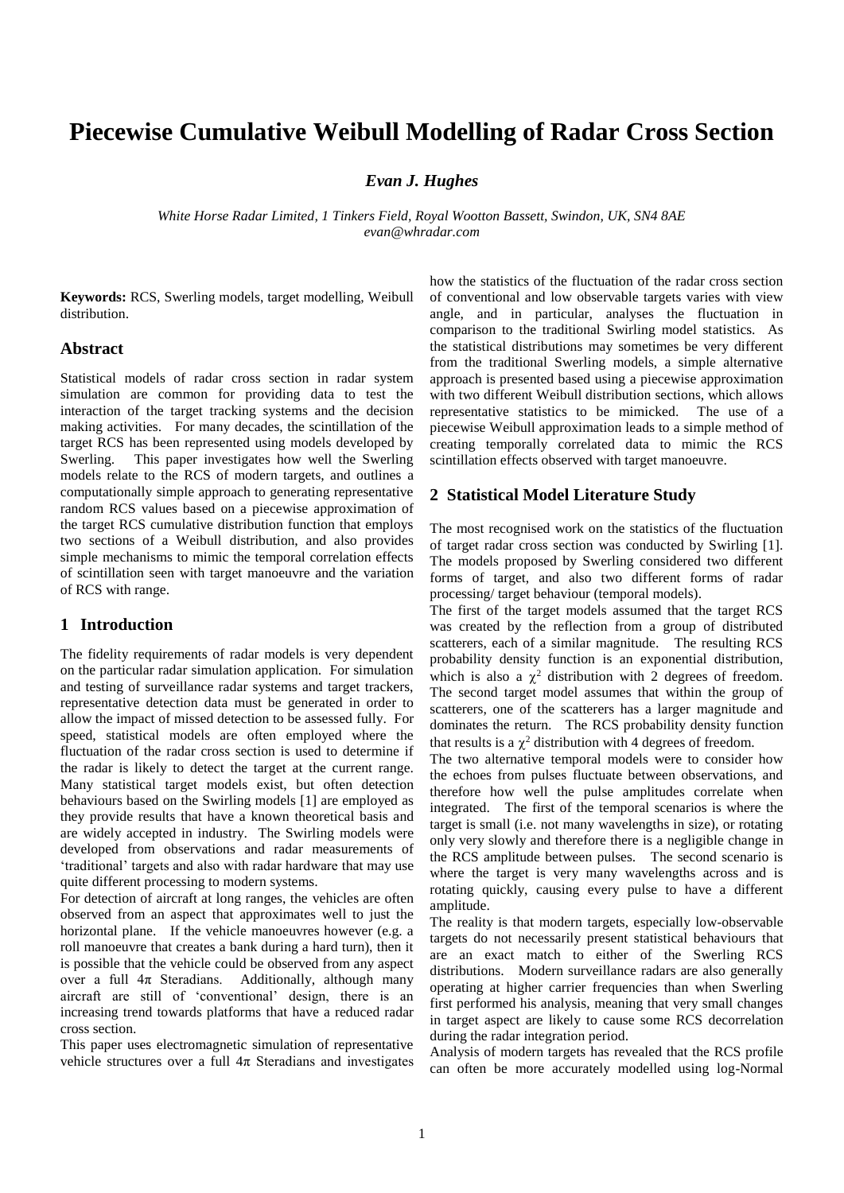# Piecewise Cumulative Weibull Modelling of Radar Cross Section

***Evan J. Hughes***

*White Horse Radar Limited, 1 Tinkers Field, Royal Wootton Bassett, Swindon, UK, SN4 8AE*
*evan@whradar.com*

**Keywords:** RCS, Swerling models, target modelling, Weibull distribution.

## Abstract

Statistical models of radar cross section in radar system simulation are common for providing data to test the interaction of the target tracking systems and the decision making activities. For many decades, the scintillation of the target RCS has been represented using models developed by Swerling. This paper investigates how well the Swerling models relate to the RCS of modern targets, and outlines a computationally simple approach to generating representative random RCS values based on a piecewise approximation of the target RCS cumulative distribution function that employs two sections of a Weibull distribution, and also provides simple mechanisms to mimic the temporal correlation effects of scintillation seen with target manoeuvre and the variation of RCS with range.

## 1 Introduction

The fidelity requirements of radar models is very dependent on the particular radar simulation application. For simulation and testing of surveillance radar systems and target trackers, representative detection data must be generated in order to allow the impact of missed detection to be assessed fully. For speed, statistical models are often employed where the fluctuation of the radar cross section is used to determine if the radar is likely to detect the target at the current range. Many statistical target models exist, but often detection behaviours based on the Swirling models [1] are employed as they provide results that have a known theoretical basis and are widely accepted in industry. The Swirling models were developed from observations and radar measurements of 'traditional' targets and also with radar hardware that may use quite different processing to modern systems.

For detection of aircraft at long ranges, the vehicles are often observed from an aspect that approximates well to just the horizontal plane. If the vehicle manoeuvres however (e.g. a roll manoeuvre that creates a bank during a hard turn), then it is possible that the vehicle could be observed from any aspect over a full $4\pi$ Steradians. Additionally, although many aircraft are still of 'conventional' design, there is an increasing trend towards platforms that have a reduced radar cross section.

This paper uses electromagnetic simulation of representative vehicle structures over a full $4\pi$ Steradians and investigates how the statistics of the fluctuation of the radar cross section of conventional and low observable targets varies with view angle, and in particular, analyses the fluctuation in comparison to the traditional Swirling model statistics. As the statistical distributions may sometimes be very different from the traditional Swerling models, a simple alternative approach is presented based using a piecewise approximation with two different Weibull distribution sections, which allows representative statistics to be mimicked. The use of a piecewise Weibull approximation leads to a simple method of creating temporally correlated data to mimic the RCS scintillation effects observed with target manoeuvre.

## 2 Statistical Model Literature Study

The most recognised work on the statistics of the fluctuation of target radar cross section was conducted by Swirling [1]. The models proposed by Swerling considered two different forms of target, and also two different forms of radar processing/ target behaviour (temporal models).

The first of the target models assumed that the target RCS was created by the reflection from a group of distributed scatterers, each of a similar magnitude. The resulting RCS probability density function is an exponential distribution, which is also a $\chi^2$ distribution with 2 degrees of freedom. The second target model assumes that within the group of scatterers, one of the scatterers has a larger magnitude and dominates the return. The RCS probability density function that results is a $\chi^2$ distribution with 4 degrees of freedom.

The two alternative temporal models were to consider how the echoes from pulses fluctuate between observations, and therefore how well the pulse amplitudes correlate when integrated. The first of the temporal scenarios is where the target is small (i.e. not many wavelengths in size), or rotating only very slowly and therefore there is a negligible change in the RCS amplitude between pulses. The second scenario is where the target is very many wavelengths across and is rotating quickly, causing every pulse to have a different amplitude.

The reality is that modern targets, especially low-observable targets do not necessarily present statistical behaviours that are an exact match to either of the Swerling RCS distributions. Modern surveillance radars are also generally operating at higher carrier frequencies than when Swerling first performed his analysis, meaning that very small changes in target aspect are likely to cause some RCS decorrelation during the radar integration period.

Analysis of modern targets has revealed that the RCS profile can often be more accurately modelled using log-Normal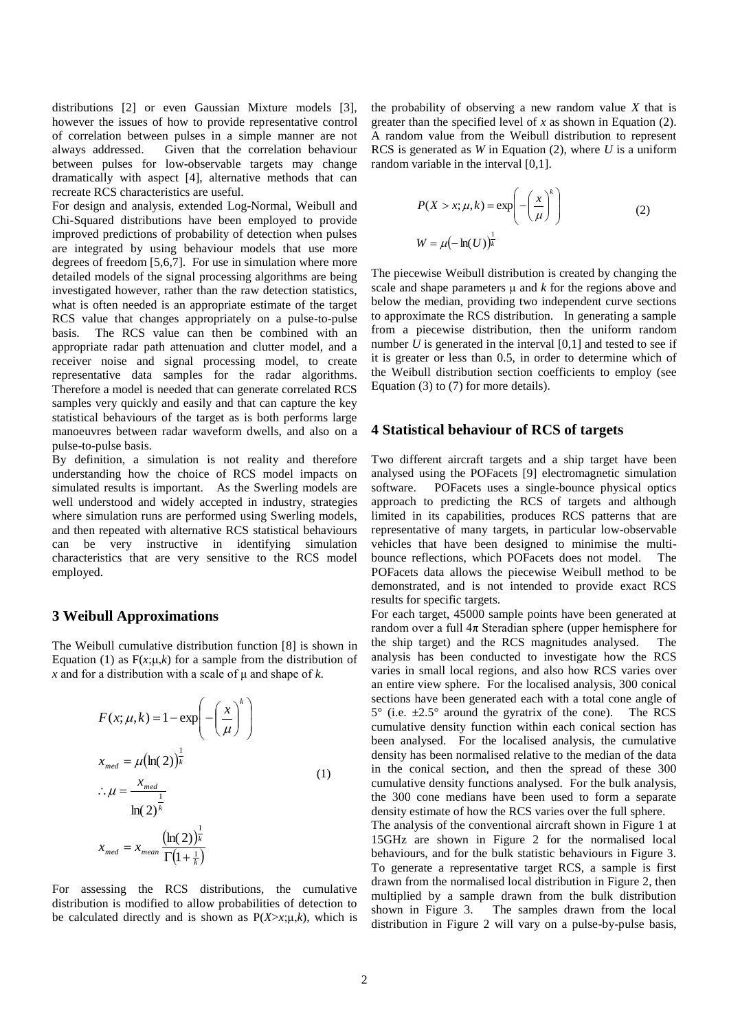distributions [2] or even Gaussian Mixture models [3], however the issues of how to provide representative control of correlation between pulses in a simple manner are not always addressed. Given that the correlation behaviour between pulses for low-observable targets may change dramatically with aspect [4], alternative methods that can recreate RCS characteristics are useful.

For design and analysis, extended Log-Normal, Weibull and Chi-Squared distributions have been employed to provide improved predictions of probability of detection when pulses are integrated by using behaviour models that use more degrees of freedom [5,6,7]. For use in simulation where more detailed models of the signal processing algorithms are being investigated however, rather than the raw detection statistics, what is often needed is an appropriate estimate of the target RCS value that changes appropriately on a pulse-to-pulse basis. The RCS value can then be combined with an appropriate radar path attenuation and clutter model, and a receiver noise and signal processing model, to create representative data samples for the radar algorithms. Therefore a model is needed that can generate correlated RCS samples very quickly and easily and that can capture the key statistical behaviours of the target as is both performs large manoeuvres between radar waveform dwells, and also on a pulse-to-pulse basis.

By definition, a simulation is not reality and therefore understanding how the choice of RCS model impacts on simulated results is important. As the Swerling models are well understood and widely accepted in industry, strategies where simulation runs are performed using Swerling models, and then repeated with alternative RCS statistical behaviours can be very instructive in identifying simulation characteristics that are very sensitive to the RCS model employed.

## 3 Weibull Approximations

The Weibull cumulative distribution function [8] is shown in Equation (1) as $F(x;\mu,k)$ for a sample from the distribution of $x$ and for a distribution with a scale of $\mu$ and shape of $k$.

$$
\begin{aligned}
F(x;\mu,k) &= 1-\exp\left(-\left(\frac{x}{\mu}\right)^{k}\right) \\
x_{med} &= \mu\left(\ln(2)\right)^{\frac{1}{k}} \\
\therefore \mu &= \frac{x_{med}}{\ln(2)^{\frac{1}{k}}} \\
x_{med} &= x_{mean}\frac{\left(\ln(2)\right)^{\frac{1}{k}}}{\Gamma\left(1+\frac{1}{k}\right)}
\end{aligned}
\tag{1}
$$

For assessing the RCS distributions, the cumulative distribution is modified to allow probabilities of detection to be calculated directly and is shown as $P(X>x;\mu,k)$, which is the probability of observing a new random value $X$ that is greater than the specified level of $x$ as shown in Equation (2). A random value from the Weibull distribution to represent RCS is generated as $W$ in Equation (2), where $U$ is a uniform random variable in the interval [0,1].

$$
\begin{aligned}
P(X>x;\mu,k) &= \exp\left(-\left(\frac{x}{\mu}\right)^{k}\right) \\
W &= \mu\left(-\ln(U)\right)^{\frac{1}{k}}
\end{aligned}
\tag{2}
$$

The piecewise Weibull distribution is created by changing the scale and shape parameters $\mu$ and $k$ for the regions above and below the median, providing two independent curve sections to approximate the RCS distribution. In generating a sample from a piecewise distribution, then the uniform random number $U$ is generated in the interval [0,1] and tested to see if it is greater or less than 0.5, in order to determine which of the Weibull distribution section coefficients to employ (see Equation (3) to (7) for more details).

## 4 Statistical behaviour of RCS of targets

Two different aircraft targets and a ship target have been analysed using the POFacets [9] electromagnetic simulation software. POFacets uses a single-bounce physical optics approach to predicting the RCS of targets and although limited in its capabilities, produces RCS patterns that are representative of many targets, in particular low-observable vehicles that have been designed to minimise the multi-bounce reflections, which POFacets does not model. The POFacets data allows the piecewise Weibull method to be demonstrated, and is not intended to provide exact RCS results for specific targets.

For each target, 45000 sample points have been generated at random over a full 4π Steradian sphere (upper hemisphere for the ship target) and the RCS magnitudes analysed. The analysis has been conducted to investigate how the RCS varies in small local regions, and also how RCS varies over an entire view sphere. For the localised analysis, 300 conical sections have been generated each with a total cone angle of 5° (i.e. ±2.5° around the gyratrix of the cone). The RCS cumulative density function within each conical section has been analysed. For the localised analysis, the cumulative density has been normalised relative to the median of the data in the conical section, and then the spread of these 300 cumulative density functions analysed. For the bulk analysis, the 300 cone medians have been used to form a separate density estimate of how the RCS varies over the full sphere.

The analysis of the conventional aircraft shown in Figure 1 at 15GHz are shown in Figure 2 for the normalised local behaviours, and for the bulk statistic behaviours in Figure 3. To generate a representative target RCS, a sample is first drawn from the normalised local distribution in Figure 2, then multiplied by a sample drawn from the bulk distribution shown in Figure 3. The samples drawn from the local distribution in Figure 2 will vary on a pulse-by-pulse basis,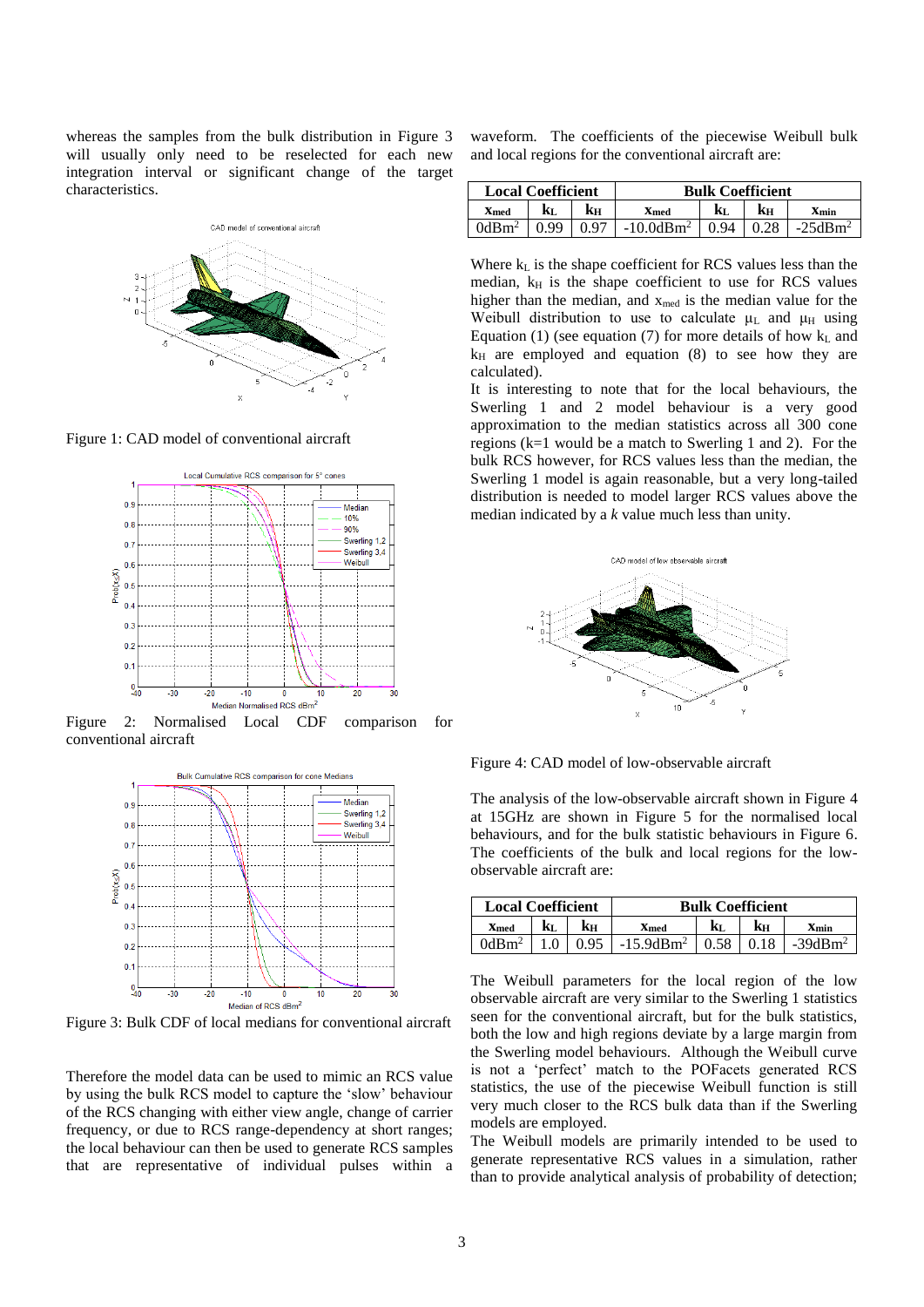whereas the samples from the bulk distribution in Figure 3 will usually only need to be reselected for each new integration interval or significant change of the target characteristics.

Figure 1: CAD model of conventional aircraft

Figure 2: Normalised Local CDF comparison for conventional aircraft

Figure 3: Bulk CDF of local medians for conventional aircraft

Therefore the model data can be used to mimic an RCS value by using the bulk RCS model to capture the 'slow' behaviour of the RCS changing with either view angle, change of carrier frequency, or due to RCS range-dependency at short ranges; the local behaviour can then be used to generate RCS samples that are representative of individual pulses within a waveform. The coefficients of the piecewise Weibull bulk and local regions for the conventional aircraft are:

| Local Coefficient | | | Bulk Coefficient | | | |
|---|---|---|---|---|---|---|
| $x_{med}$ | $k_L$ | $k_H$ | $x_{med}$ | $k_L$ | $k_H$ | $x_{min}$ |
| 0dBm$^2$ | 0.99 | 0.97 | -10.0dBm$^2$ | 0.94 | 0.28 | -25dBm$^2$ |

Where $k_L$ is the shape coefficient for RCS values less than the median, $k_H$ is the shape coefficient to use for RCS values higher than the median, and $x_{med}$ is the median value for the Weibull distribution to use to calculate $\mu_L$ and $\mu_H$ using Equation (1) (see equation (7) for more details of how $k_L$ and $k_H$ are employed and equation (8) to see how they are calculated).

It is interesting to note that for the local behaviours, the Swerling 1 and 2 model behaviour is a very good approximation to the median statistics across all 300 cone regions (k=1 would be a match to Swerling 1 and 2). For the bulk RCS however, for RCS values less than the median, the Swerling 1 model is again reasonable, but a very long-tailed distribution is needed to model larger RCS values above the median indicated by a *k* value much less than unity.

Figure 4: CAD model of low-observable aircraft

The analysis of the low-observable aircraft shown in Figure 4 at 15GHz are shown in Figure 5 for the normalised local behaviours, and for the bulk statistic behaviours in Figure 6. The coefficients of the bulk and local regions for the low-observable aircraft are:

| Local Coefficient | | | Bulk Coefficient | | | |
|---|---|---|---|---|---|---|
| $x_{med}$ | $k_L$ | $k_H$ | $x_{med}$ | $k_L$ | $k_H$ | $x_{min}$ |
| 0dBm$^2$ | 1.0 | 0.95 | -15.9dBm$^2$ | 0.58 | 0.18 | -39dBm$^2$ |

The Weibull parameters for the local region of the low observable aircraft are very similar to the Swerling 1 statistics seen for the conventional aircraft, but for the bulk statistics, both the low and high regions deviate by a large margin from the Swerling model behaviours. Although the Weibull curve is not a 'perfect' match to the POFacets generated RCS statistics, the use of the piecewise Weibull function is still very much closer to the RCS bulk data than if the Swerling models are employed.

The Weibull models are primarily intended to be used to generate representative RCS values in a simulation, rather than to provide analytical analysis of probability of detection;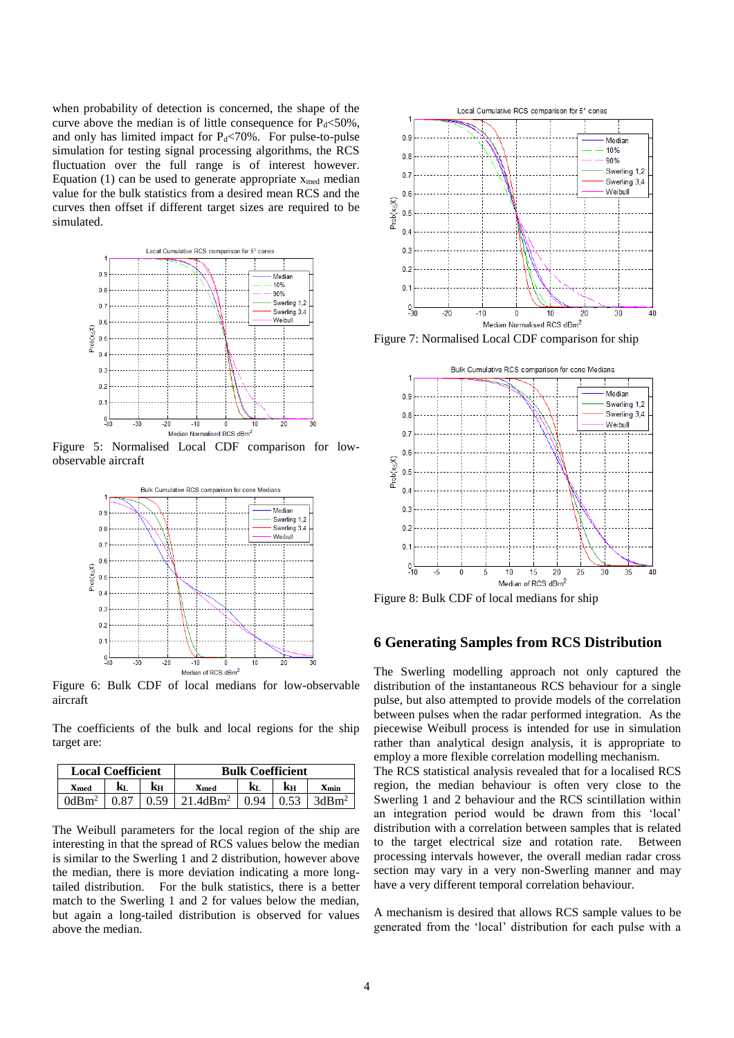when probability of detection is concerned, the shape of the curve above the median is of little consequence for $P_d$<50%, and only has limited impact for $P_d$<70%. For pulse-to-pulse simulation for testing signal processing algorithms, the RCS fluctuation over the full range is of interest however. Equation (1) can be used to generate appropriate $x_{med}$ median value for the bulk statistics from a desired mean RCS and the curves then offset if different target sizes are required to be simulated.

Figure 5: Normalised Local CDF comparison for low-observable aircraft

Figure 6: Bulk CDF of local medians for low-observable aircraft

The coefficients of the bulk and local regions for the ship target are:

| Local Coefficient | | | Bulk Coefficient | | | |
|---|---|---|---|---|---|---|
| $x_{med}$ | $k_L$ | $k_H$ | $x_{med}$ | $k_L$ | $k_H$ | $x_{min}$ |
| 0dBm$^2$ | 0.87 | 0.59 | 21.4dBm$^2$ | 0.94 | 0.53 | 3dBm$^2$ |

The Weibull parameters for the local region of the ship are interesting in that the spread of RCS values below the median is similar to the Swerling 1 and 2 distribution, however above the median, there is more deviation indicating a more long-tailed distribution. For the bulk statistics, there is a better match to the Swerling 1 and 2 for values below the median, but again a long-tailed distribution is observed for values above the median.

Figure 7: Normalised Local CDF comparison for ship

Figure 8: Bulk CDF of local medians for ship

## 6 Generating Samples from RCS Distribution

The Swerling modelling approach not only captured the distribution of the instantaneous RCS behaviour for a single pulse, but also attempted to provide models of the correlation between pulses when the radar performed integration. As the piecewise Weibull process is intended for use in simulation rather than analytical design analysis, it is appropriate to employ a more flexible correlation modelling mechanism.
The RCS statistical analysis revealed that for a localised RCS region, the median behaviour is often very close to the Swerling 1 and 2 behaviour and the RCS scintillation within an integration period would be drawn from this 'local' distribution with a correlation between samples that is related to the target electrical size and rotation rate. Between processing intervals however, the overall median radar cross section may vary in a very non-Swerling manner and may have a very different temporal correlation behaviour.

A mechanism is desired that allows RCS sample values to be generated from the 'local' distribution for each pulse with a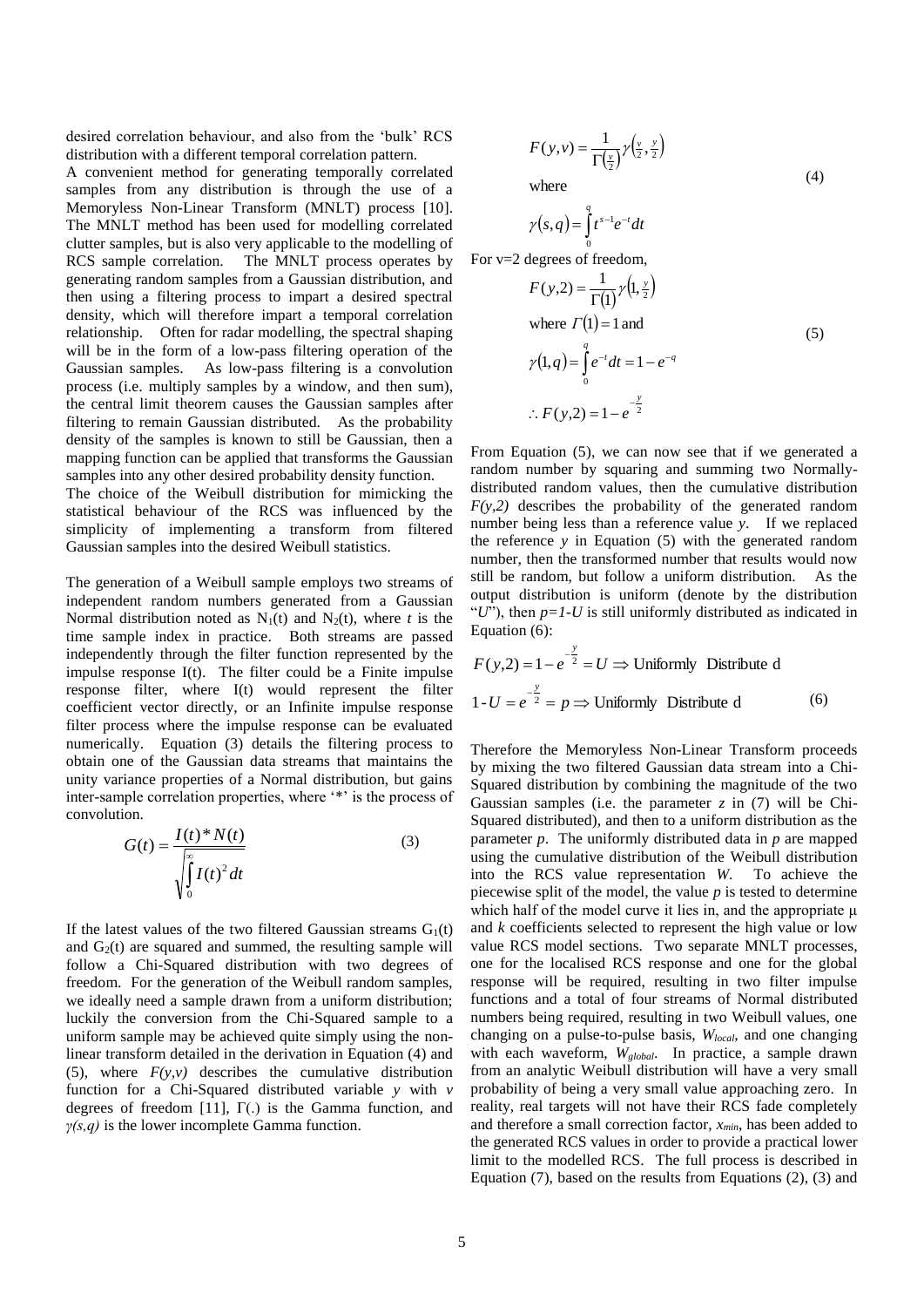desired correlation behaviour, and also from the 'bulk' RCS distribution with a different temporal correlation pattern.

A convenient method for generating temporally correlated samples from any distribution is through the use of a Memoryless Non-Linear Transform (MNLT) process [10]. The MNLT method has been used for modelling correlated clutter samples, but is also very applicable to the modelling of RCS sample correlation. The MNLT process operates by generating random samples from a Gaussian distribution, and then using a filtering process to impart a desired spectral density, which will therefore impart a temporal correlation relationship. Often for radar modelling, the spectral shaping will be in the form of a low-pass filtering operation of the Gaussian samples. As low-pass filtering is a convolution process (i.e. multiply samples by a window, and then sum), the central limit theorem causes the Gaussian samples after filtering to remain Gaussian distributed. As the probability density of the samples is known to still be Gaussian, then a mapping function can be applied that transforms the Gaussian samples into any other desired probability density function.

The choice of the Weibull distribution for mimicking the statistical behaviour of the RCS was influenced by the simplicity of implementing a transform from filtered Gaussian samples into the desired Weibull statistics.

The generation of a Weibull sample employs two streams of independent random numbers generated from a Gaussian Normal distribution noted as $N_1(t)$ and $N_2(t)$, where $t$ is the time sample index in practice. Both streams are passed independently through the filter function represented by the impulse response $I(t)$. The filter could be a Finite impulse response filter, where $I(t)$ would represent the filter coefficient vector directly, or an Infinite impulse response filter process where the impulse response can be evaluated numerically. Equation (3) details the filtering process to obtain one of the Gaussian data streams that maintains the unity variance properties of a Normal distribution, but gains inter-sample correlation properties, where '*' is the process of convolution.

$$G(t) = \frac{I(t) * N(t)}{\sqrt{\int_0^\infty I(t)^2 dt}} \tag{3}$$

If the latest values of the two filtered Gaussian streams $G_1(t)$ and $G_2(t)$ are squared and summed, the resulting sample will follow a Chi-Squared distribution with two degrees of freedom. For the generation of the Weibull random samples, we ideally need a sample drawn from a uniform distribution; luckily the conversion from the Chi-Squared sample to a uniform sample may be achieved quite simply using the non-linear transform detailed in the derivation in Equation (4) and (5), where $F(y,v)$ describes the cumulative distribution function for a Chi-Squared distributed variable $y$ with $v$ degrees of freedom [11], $\Gamma(.)$ is the Gamma function, and $\gamma(s,q)$ is the lower incomplete Gamma function.

$$F(y,v) = \frac{1}{\Gamma\left(\frac{v}{2}\right)} \gamma\left(\tfrac{v}{2}, \tfrac{y}{2}\right)$$
where
$$\gamma(s,q) = \int_0^q t^{s-1} e^{-t} dt \tag{4}$$

For v=2 degrees of freedom,

$$F(y,2) = \frac{1}{\Gamma(1)} \gamma\left(1, \tfrac{y}{2}\right)$$
where $\Gamma(1) = 1$ and
$$\gamma(1,q) = \int_0^q e^{-t} dt = 1 - e^{-q}$$
$$\therefore F(y,2) = 1 - e^{-\frac{y}{2}} \tag{5}$$

From Equation (5), we can now see that if we generated a random number by squaring and summing two Normally-distributed random values, then the cumulative distribution $F(y,2)$ describes the probability of the generated random number being less than a reference value $y$. If we replaced the reference $y$ in Equation (5) with the generated random number, then the transformed number that results would now still be random, but follow a uniform distribution. As the output distribution is uniform (denote by the distribution "$U$"), then $p=1-U$ is still uniformly distributed as indicated in Equation (6):

$$F(y,2) = 1 - e^{-\frac{y}{2}} = U \Rightarrow \text{Uniformly Distribute d}$$
$$1 - U = e^{-\frac{y}{2}} = p \Rightarrow \text{Uniformly Distribute d} \tag{6}$$

Therefore the Memoryless Non-Linear Transform proceeds by mixing the two filtered Gaussian data stream into a Chi-Squared distribution by combining the magnitude of the two Gaussian samples (i.e. the parameter $z$ in (7) will be Chi-Squared distributed), and then to a uniform distribution as the parameter $p$. The uniformly distributed data in $p$ are mapped using the cumulative distribution of the Weibull distribution into the RCS value representation $W$. To achieve the piecewise split of the model, the value $p$ is tested to determine which half of the model curve it lies in, and the appropriate μ and $k$ coefficients selected to represent the high value or low value RCS model sections. Two separate MNLT processes, one for the localised RCS response and one for the global response will be required, resulting in two filter impulse functions and a total of four streams of Normal distributed numbers being required, resulting in two Weibull values, one changing on a pulse-to-pulse basis, $W_{local}$, and one changing with each waveform, $W_{global}$. In practice, a sample drawn from an analytic Weibull distribution will have a very small probability of being a very small value approaching zero. In reality, real targets will not have their RCS fade completely and therefore a small correction factor, $x_{min}$, has been added to the generated RCS values in order to provide a practical lower limit to the modelled RCS. The full process is described in Equation (7), based on the results from Equations (2), (3) and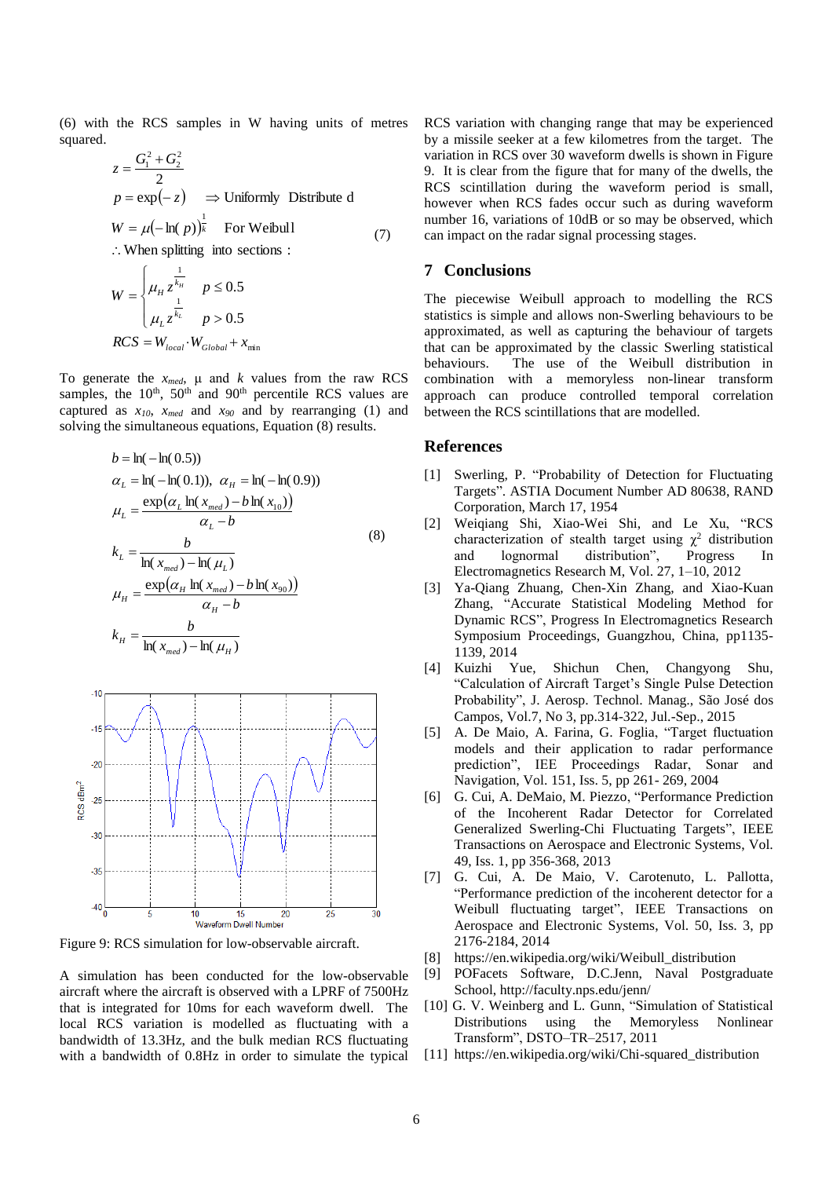(6) with the RCS samples in W having units of metres squared.

$$
\begin{aligned}
z &= \frac{G_1^2 + G_2^2}{2} \\
p &= \exp(-z) \quad \Rightarrow \text{Uniformly Distributed} \\
W &= \mu(-\ln(p))^{\frac{1}{k}} \quad \text{For Weibull} \\
&\therefore \text{When splitting into sections :} \\
W &= \begin{cases} \mu_H z^{\frac{1}{k_H}} & p \le 0.5 \\ \mu_L z^{\frac{1}{k_L}} & p > 0.5 \end{cases} \\
RCS &= W_{local} \cdot W_{Global} + x_{\min}
\end{aligned}
\tag{7}
$$

To generate the $x_{med}$, μ and $k$ values from the raw RCS samples, the 10th, 50th and 90th percentile RCS values are captured as $x_{10}$, $x_{med}$ and $x_{90}$ and by rearranging (1) and solving the simultaneous equations, Equation (8) results.

$$
\begin{aligned}
b &= \ln(-\ln(0.5)) \\
\alpha_L &= \ln(-\ln(0.1)), \ \ \alpha_H = \ln(-\ln(0.9)) \\
\mu_L &= \frac{\exp(\alpha_L \ln(x_{med}) - b\ln(x_{10}))}{\alpha_L - b} \\
k_L &= \frac{b}{\ln(x_{med}) - \ln(\mu_L)} \\
\mu_H &= \frac{\exp(\alpha_H \ln(x_{med}) - b\ln(x_{90}))}{\alpha_H - b} \\
k_H &= \frac{b}{\ln(x_{med}) - \ln(\mu_H)}
\end{aligned}
\tag{8}
$$

-10
-15
-20
-25
-30
-35
-40
RCS dBm$^2$
0
5
10
15
20
25
30
Waveform Dwell Number

Figure 9: RCS simulation for low-observable aircraft.

A simulation has been conducted for the low-observable aircraft where the aircraft is observed with a LPRF of 7500Hz that is integrated for 10ms for each waveform dwell. The local RCS variation is modelled as fluctuating with a bandwidth of 13.3Hz, and the bulk median RCS fluctuating with a bandwidth of 0.8Hz in order to simulate the typical RCS variation with changing range that may be experienced by a missile seeker at a few kilometres from the target. The variation in RCS over 30 waveform dwells is shown in Figure 9. It is clear from the figure that for many of the dwells, the RCS scintillation during the waveform period is small, however when RCS fades occur such as during waveform number 16, variations of 10dB or so may be observed, which can impact on the radar signal processing stages.

## 7 Conclusions

The piecewise Weibull approach to modelling the RCS statistics is simple and allows non-Swerling behaviours to be approximated, as well as capturing the behaviour of targets that can be approximated by the classic Swerling statistical behaviours. The use of the Weibull distribution in combination with a memoryless non-linear transform approach can produce controlled temporal correlation between the RCS scintillations that are modelled.

## References

[1] Swerling, P. "Probability of Detection for Fluctuating Targets". ASTIA Document Number AD 80638, RAND Corporation, March 17, 1954

[2] Weiqiang Shi, Xiao-Wei Shi, and Le Xu, "RCS characterization of stealth target using $\chi^2$ distribution and lognormal distribution", Progress In Electromagnetics Research M, Vol. 27, 1–10, 2012

[3] Ya-Qiang Zhuang, Chen-Xin Zhang, and Xiao-Kuan Zhang, "Accurate Statistical Modeling Method for Dynamic RCS", Progress In Electromagnetics Research Symposium Proceedings, Guangzhou, China, pp1135-1139, 2014

[4] Kuizhi Yue, Shichun Chen, Changyong Shu, "Calculation of Aircraft Target's Single Pulse Detection Probability", J. Aerosp. Technol. Manag., São José dos Campos, Vol.7, No 3, pp.314-322, Jul.-Sep., 2015

[5] A. De Maio, A. Farina, G. Foglia, "Target fluctuation models and their application to radar performance prediction", IEE Proceedings Radar, Sonar and Navigation, Vol. 151, Iss. 5, pp 261- 269, 2004

[6] G. Cui, A. DeMaio, M. Piezzo, "Performance Prediction of the Incoherent Radar Detector for Correlated Generalized Swerling-Chi Fluctuating Targets", IEEE Transactions on Aerospace and Electronic Systems, Vol. 49, Iss. 1, pp 356-368, 2013

[7] G. Cui, A. De Maio, V. Carotenuto, L. Pallotta, "Performance prediction of the incoherent detector for a Weibull fluctuating target", IEEE Transactions on Aerospace and Electronic Systems, Vol. 50, Iss. 3, pp 2176-2184, 2014

[8] https://en.wikipedia.org/wiki/Weibull_distribution

[9] POFacets Software, D.C.Jenn, Naval Postgraduate School, http://faculty.nps.edu/jenn/

[10] G. V. Weinberg and L. Gunn, "Simulation of Statistical Distributions using the Memoryless Nonlinear Transform", DSTO–TR–2517, 2011

[11] https://en.wikipedia.org/wiki/Chi-squared_distribution